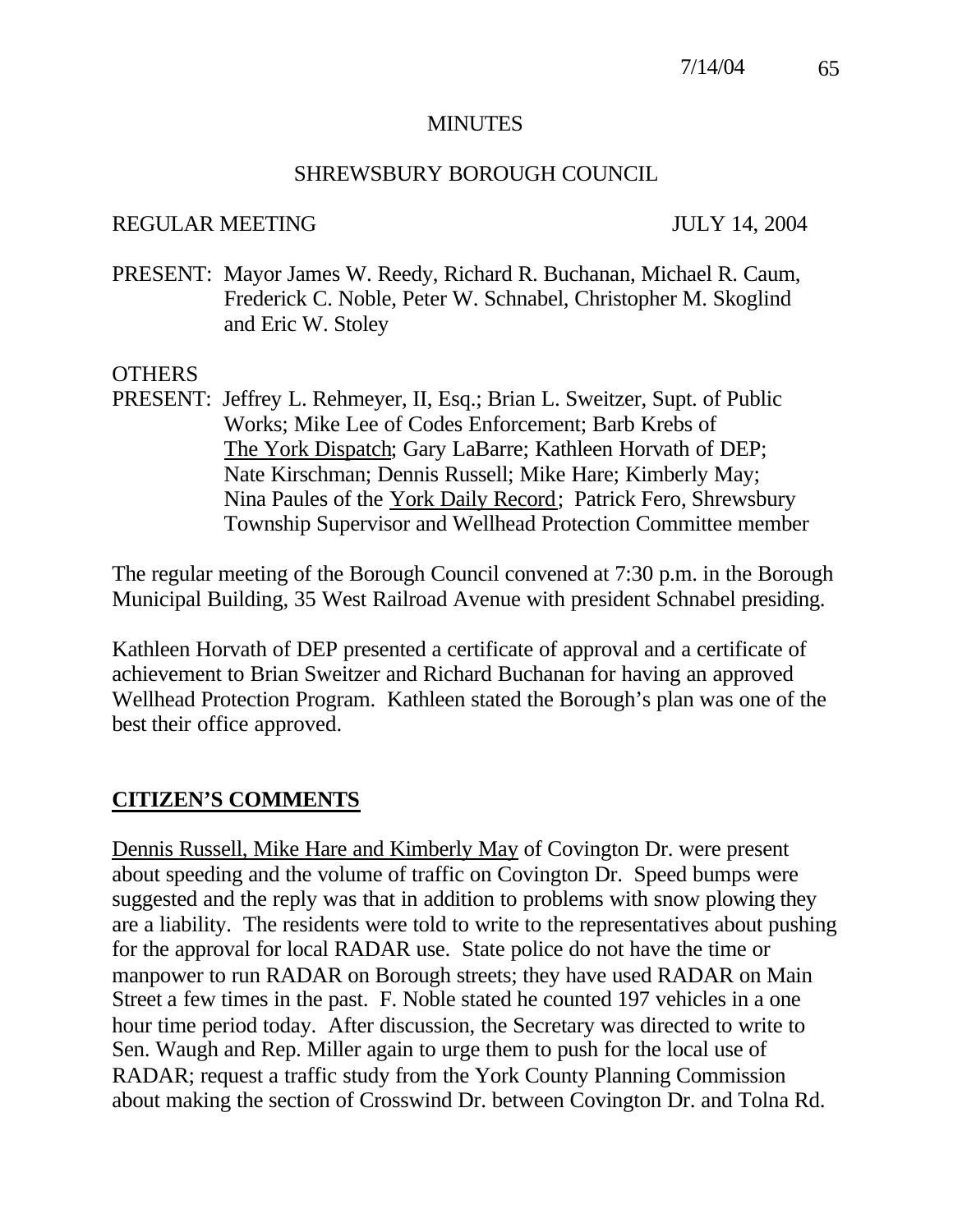# MINUTES

## SHREWSBURY BOROUGH COUNCIL

REGULAR MEETING JULY 14, 2004

PRESENT: Mayor James W. Reedy, Richard R. Buchanan, Michael R. Caum, Frederick C. Noble, Peter W. Schnabel, Christopher M. Skoglind and Eric W. Stoley

OTHERS
PRESENT: Jeffrey L. Rehmeyer, II, Esq.; Brian L. Sweitzer, Supt. of Public Works; Mike Lee of Codes Enforcement; Barb Krebs of The York Dispatch; Gary LaBarre; Kathleen Horvath of DEP; Nate Kirschman; Dennis Russell; Mike Hare; Kimberly May; Nina Paules of the York Daily Record; Patrick Fero, Shrewsbury Township Supervisor and Wellhead Protection Committee member

The regular meeting of the Borough Council convened at 7:30 p.m. in the Borough Municipal Building, 35 West Railroad Avenue with president Schnabel presiding.

Kathleen Horvath of DEP presented a certificate of approval and a certificate of achievement to Brian Sweitzer and Richard Buchanan for having an approved Wellhead Protection Program. Kathleen stated the Borough's plan was one of the best their office approved.

## CITIZEN'S COMMENTS

Dennis Russell, Mike Hare and Kimberly May of Covington Dr. were present about speeding and the volume of traffic on Covington Dr. Speed bumps were suggested and the reply was that in addition to problems with snow plowing they are a liability. The residents were told to write to the representatives about pushing for the approval for local RADAR use. State police do not have the time or manpower to run RADAR on Borough streets; they have used RADAR on Main Street a few times in the past. F. Noble stated he counted 197 vehicles in a one hour time period today. After discussion, the Secretary was directed to write to Sen. Waugh and Rep. Miller again to urge them to push for the local use of RADAR; request a traffic study from the York County Planning Commission about making the section of Crosswind Dr. between Covington Dr. and Tolna Rd.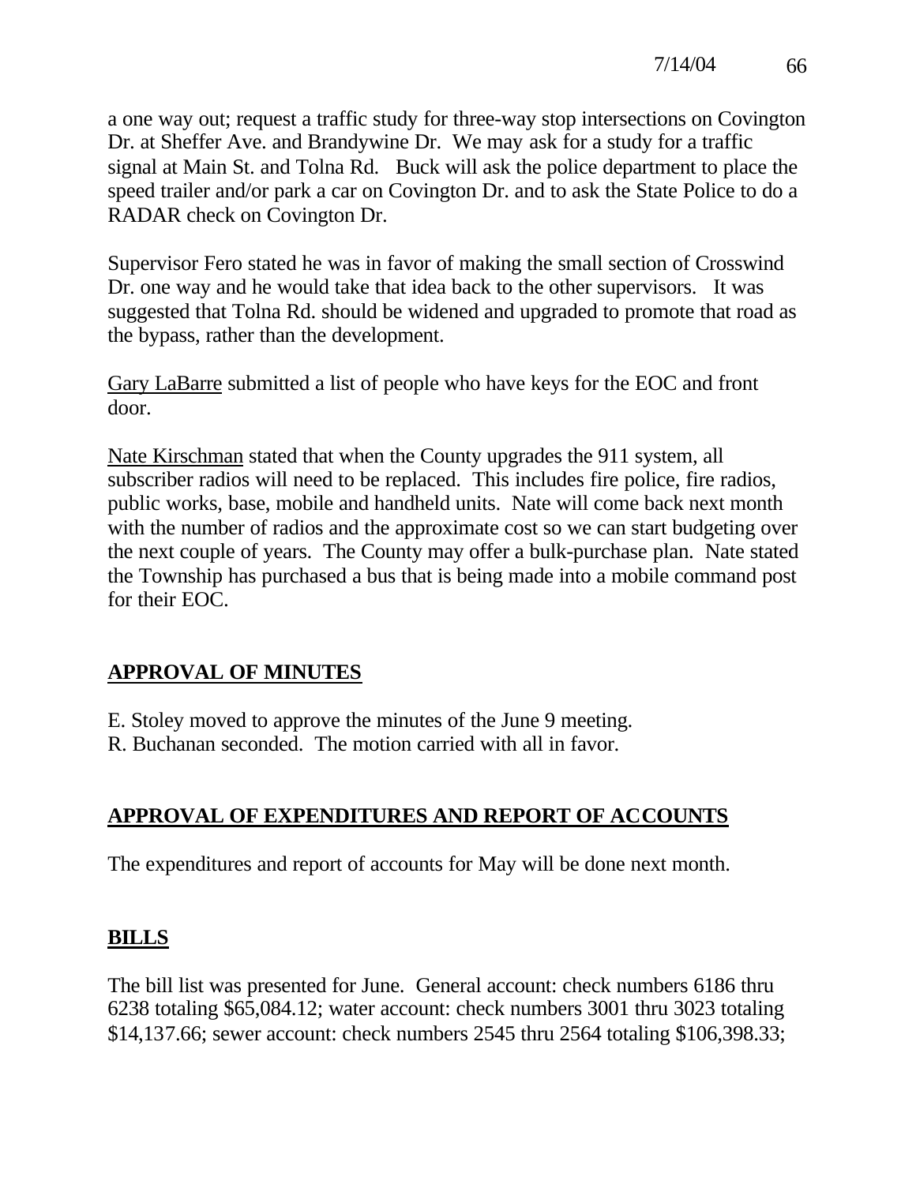a one way out; request a traffic study for three-way stop intersections on Covington Dr. at Sheffer Ave. and Brandywine Dr. We may ask for a study for a traffic signal at Main St. and Tolna Rd. Buck will ask the police department to place the speed trailer and/or park a car on Covington Dr. and to ask the State Police to do a RADAR check on Covington Dr.

Supervisor Fero stated he was in favor of making the small section of Crosswind Dr. one way and he would take that idea back to the other supervisors. It was suggested that Tolna Rd. should be widened and upgraded to promote that road as the bypass, rather than the development.

Gary LaBarre submitted a list of people who have keys for the EOC and front door.

Nate Kirschman stated that when the County upgrades the 911 system, all subscriber radios will need to be replaced. This includes fire police, fire radios, public works, base, mobile and handheld units. Nate will come back next month with the number of radios and the approximate cost so we can start budgeting over the next couple of years. The County may offer a bulk-purchase plan. Nate stated the Township has purchased a bus that is being made into a mobile command post for their EOC.

## APPROVAL OF MINUTES

E. Stoley moved to approve the minutes of the June 9 meeting.
R. Buchanan seconded. The motion carried with all in favor.

## APPROVAL OF EXPENDITURES AND REPORT OF ACCOUNTS

The expenditures and report of accounts for May will be done next month.

## BILLS

The bill list was presented for June. General account: check numbers 6186 thru 6238 totaling $65,084.12; water account: check numbers 3001 thru 3023 totaling $14,137.66; sewer account: check numbers 2545 thru 2564 totaling $106,398.33;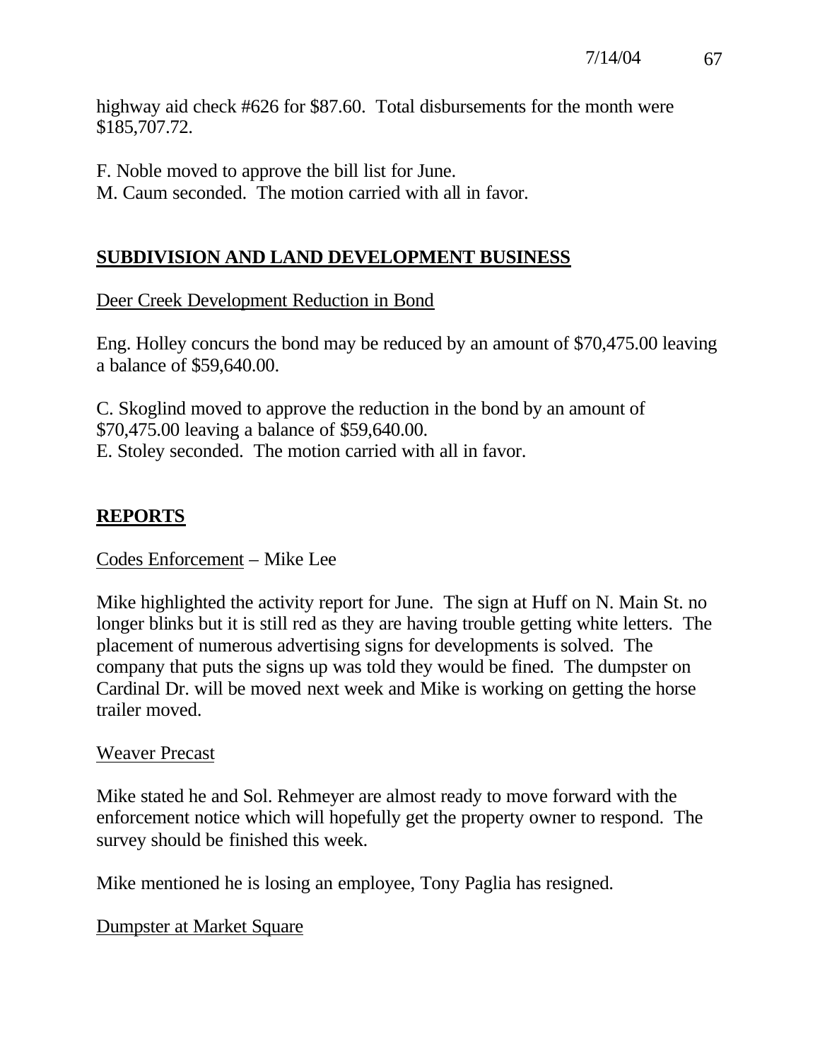highway aid check #626 for $87.60. Total disbursements for the month were $185,707.72.

F. Noble moved to approve the bill list for June.
M. Caum seconded. The motion carried with all in favor.

## **SUBDIVISION AND LAND DEVELOPMENT BUSINESS**

Deer Creek Development Reduction in Bond

Eng. Holley concurs the bond may be reduced by an amount of $70,475.00 leaving a balance of $59,640.00.

C. Skoglind moved to approve the reduction in the bond by an amount of $70,475.00 leaving a balance of $59,640.00.
E. Stoley seconded. The motion carried with all in favor.

## **REPORTS**

Codes Enforcement – Mike Lee

Mike highlighted the activity report for June. The sign at Huff on N. Main St. no longer blinks but it is still red as they are having trouble getting white letters. The placement of numerous advertising signs for developments is solved. The company that puts the signs up was told they would be fined. The dumpster on Cardinal Dr. will be moved next week and Mike is working on getting the horse trailer moved.

Weaver Precast

Mike stated he and Sol. Rehmeyer are almost ready to move forward with the enforcement notice which will hopefully get the property owner to respond. The survey should be finished this week.

Mike mentioned he is losing an employee, Tony Paglia has resigned.

Dumpster at Market Square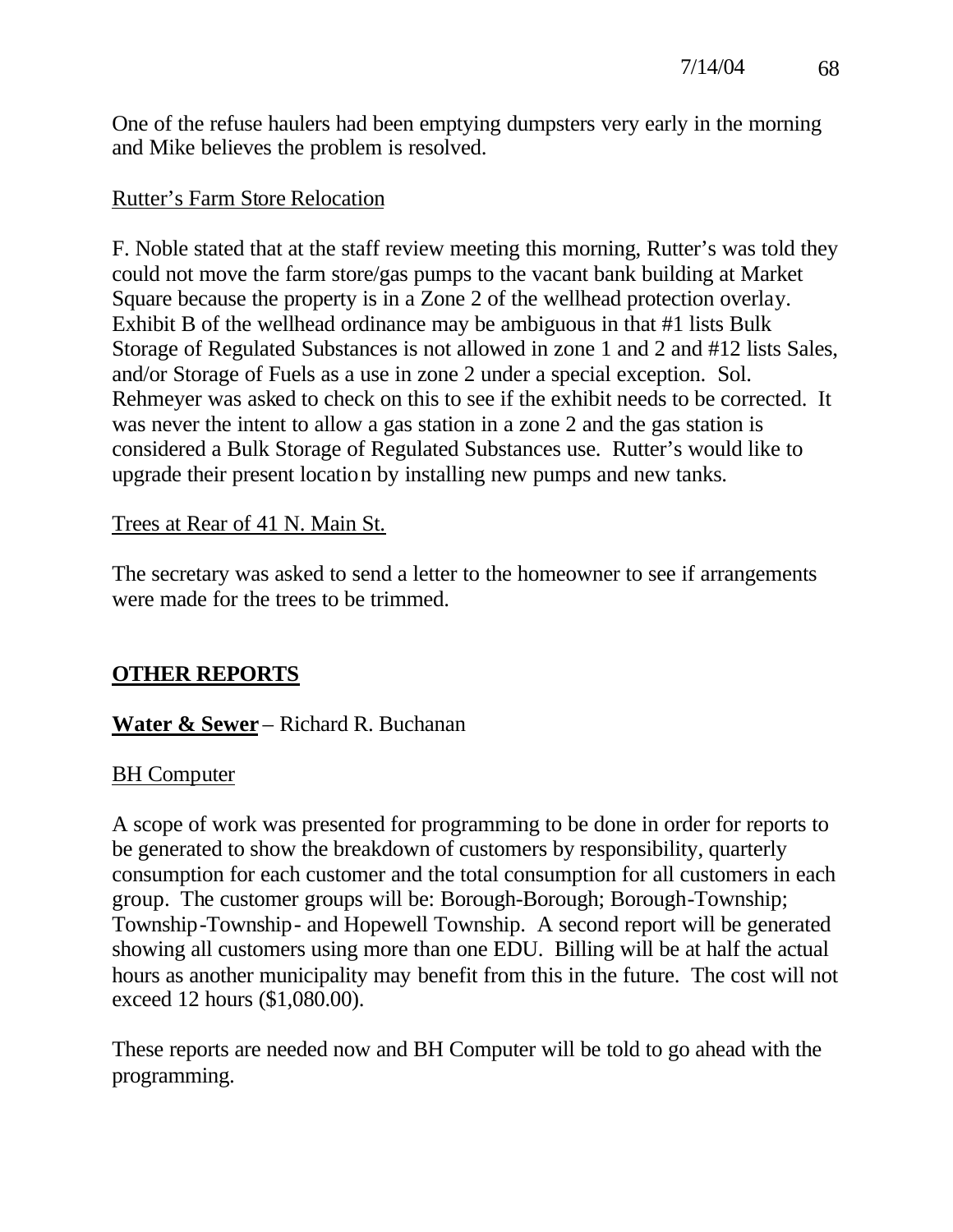One of the refuse haulers had been emptying dumpsters very early in the morning and Mike believes the problem is resolved.

Rutter's Farm Store Relocation

F. Noble stated that at the staff review meeting this morning, Rutter's was told they could not move the farm store/gas pumps to the vacant bank building at Market Square because the property is in a Zone 2 of the wellhead protection overlay. Exhibit B of the wellhead ordinance may be ambiguous in that #1 lists Bulk Storage of Regulated Substances is not allowed in zone 1 and 2 and #12 lists Sales, and/or Storage of Fuels as a use in zone 2 under a special exception. Sol. Rehmeyer was asked to check on this to see if the exhibit needs to be corrected. It was never the intent to allow a gas station in a zone 2 and the gas station is considered a Bulk Storage of Regulated Substances use. Rutter's would like to upgrade their present location by installing new pumps and new tanks.

Trees at Rear of 41 N. Main St.

The secretary was asked to send a letter to the homeowner to see if arrangements were made for the trees to be trimmed.

**OTHER REPORTS**

**Water & Sewer** – Richard R. Buchanan

BH Computer

A scope of work was presented for programming to be done in order for reports to be generated to show the breakdown of customers by responsibility, quarterly consumption for each customer and the total consumption for all customers in each group. The customer groups will be: Borough-Borough; Borough-Township; Township-Township- and Hopewell Township. A second report will be generated showing all customers using more than one EDU. Billing will be at half the actual hours as another municipality may benefit from this in the future. The cost will not exceed 12 hours ($1,080.00).

These reports are needed now and BH Computer will be told to go ahead with the programming.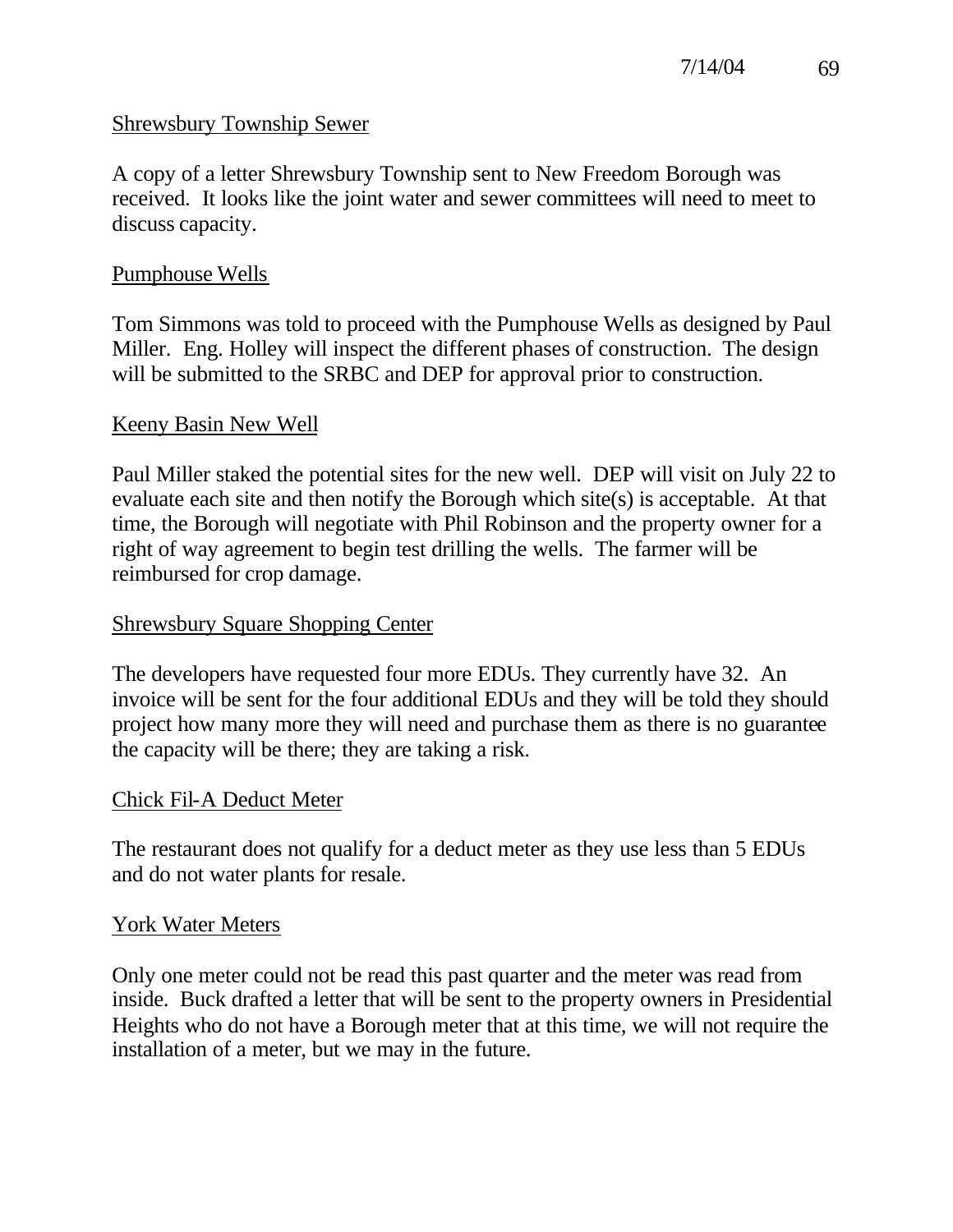## Shrewsbury Township Sewer

A copy of a letter Shrewsbury Township sent to New Freedom Borough was received. It looks like the joint water and sewer committees will need to meet to discuss capacity.

## Pumphouse Wells

Tom Simmons was told to proceed with the Pumphouse Wells as designed by Paul Miller. Eng. Holley will inspect the different phases of construction. The design will be submitted to the SRBC and DEP for approval prior to construction.

## Keeny Basin New Well

Paul Miller staked the potential sites for the new well. DEP will visit on July 22 to evaluate each site and then notify the Borough which site(s) is acceptable. At that time, the Borough will negotiate with Phil Robinson and the property owner for a right of way agreement to begin test drilling the wells. The farmer will be reimbursed for crop damage.

## Shrewsbury Square Shopping Center

The developers have requested four more EDUs. They currently have 32. An invoice will be sent for the four additional EDUs and they will be told they should project how many more they will need and purchase them as there is no guarantee the capacity will be there; they are taking a risk.

## Chick Fil-A Deduct Meter

The restaurant does not qualify for a deduct meter as they use less than 5 EDUs and do not water plants for resale.

## York Water Meters

Only one meter could not be read this past quarter and the meter was read from inside. Buck drafted a letter that will be sent to the property owners in Presidential Heights who do not have a Borough meter that at this time, we will not require the installation of a meter, but we may in the future.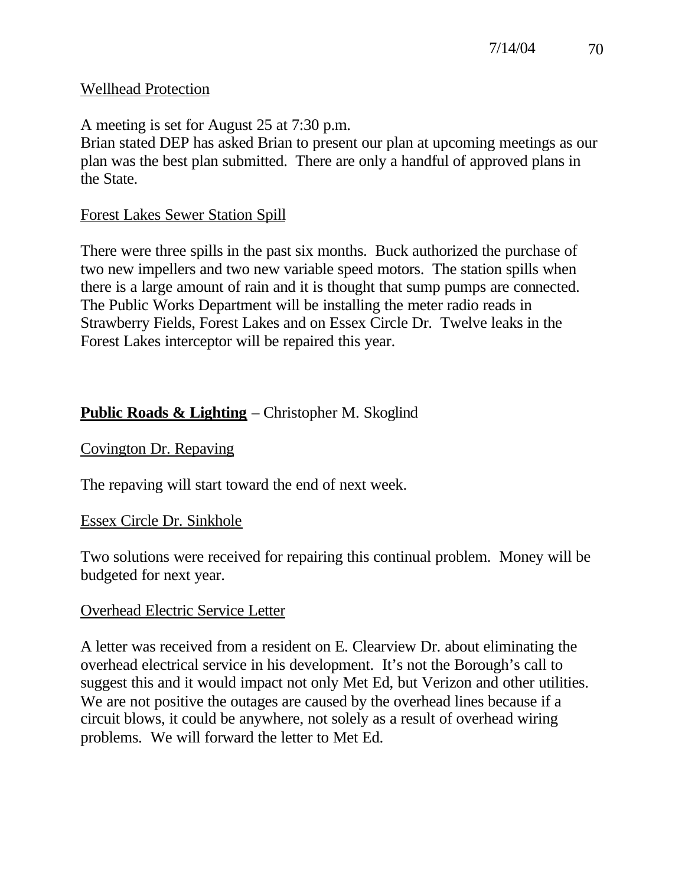Wellhead Protection

A meeting is set for August 25 at 7:30 p.m.
Brian stated DEP has asked Brian to present our plan at upcoming meetings as our plan was the best plan submitted. There are only a handful of approved plans in the State.

Forest Lakes Sewer Station Spill

There were three spills in the past six months. Buck authorized the purchase of two new impellers and two new variable speed motors. The station spills when there is a large amount of rain and it is thought that sump pumps are connected. The Public Works Department will be installing the meter radio reads in Strawberry Fields, Forest Lakes and on Essex Circle Dr. Twelve leaks in the Forest Lakes interceptor will be repaired this year.

**Public Roads & Lighting** – Christopher M. Skoglind

Covington Dr. Repaving

The repaving will start toward the end of next week.

Essex Circle Dr. Sinkhole

Two solutions were received for repairing this continual problem. Money will be budgeted for next year.

Overhead Electric Service Letter

A letter was received from a resident on E. Clearview Dr. about eliminating the overhead electrical service in his development. It's not the Borough's call to suggest this and it would impact not only Met Ed, but Verizon and other utilities. We are not positive the outages are caused by the overhead lines because if a circuit blows, it could be anywhere, not solely as a result of overhead wiring problems. We will forward the letter to Met Ed.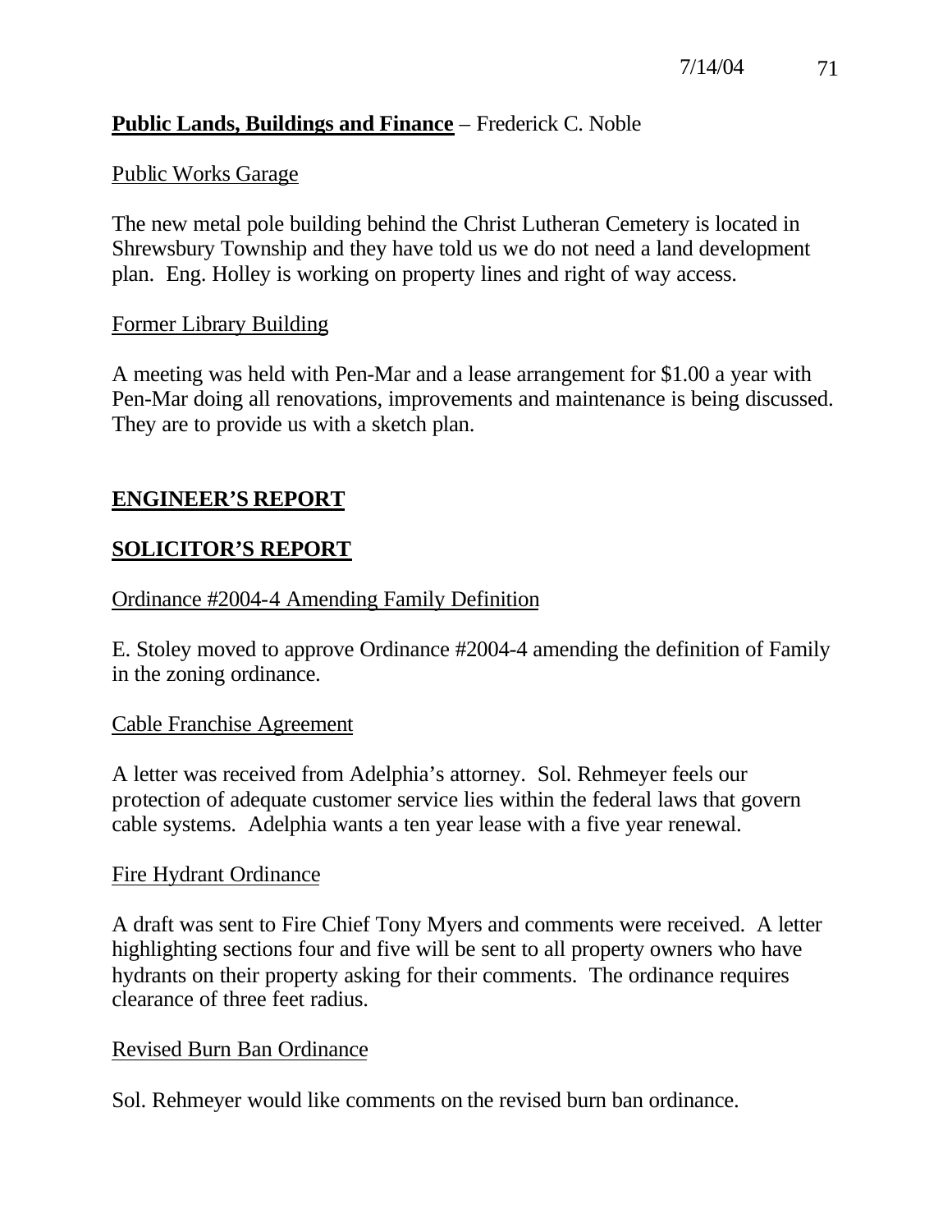**Public Lands, Buildings and Finance** – Frederick C. Noble

Public Works Garage

The new metal pole building behind the Christ Lutheran Cemetery is located in Shrewsbury Township and they have told us we do not need a land development plan. Eng. Holley is working on property lines and right of way access.

Former Library Building

A meeting was held with Pen-Mar and a lease arrangement for $1.00 a year with Pen-Mar doing all renovations, improvements and maintenance is being discussed. They are to provide us with a sketch plan.

## ENGINEER'S REPORT

## SOLICITOR'S REPORT

Ordinance #2004-4 Amending Family Definition

E. Stoley moved to approve Ordinance #2004-4 amending the definition of Family in the zoning ordinance.

Cable Franchise Agreement

A letter was received from Adelphia's attorney. Sol. Rehmeyer feels our protection of adequate customer service lies within the federal laws that govern cable systems. Adelphia wants a ten year lease with a five year renewal.

Fire Hydrant Ordinance

A draft was sent to Fire Chief Tony Myers and comments were received. A letter highlighting sections four and five will be sent to all property owners who have hydrants on their property asking for their comments. The ordinance requires clearance of three feet radius.

Revised Burn Ban Ordinance

Sol. Rehmeyer would like comments on the revised burn ban ordinance.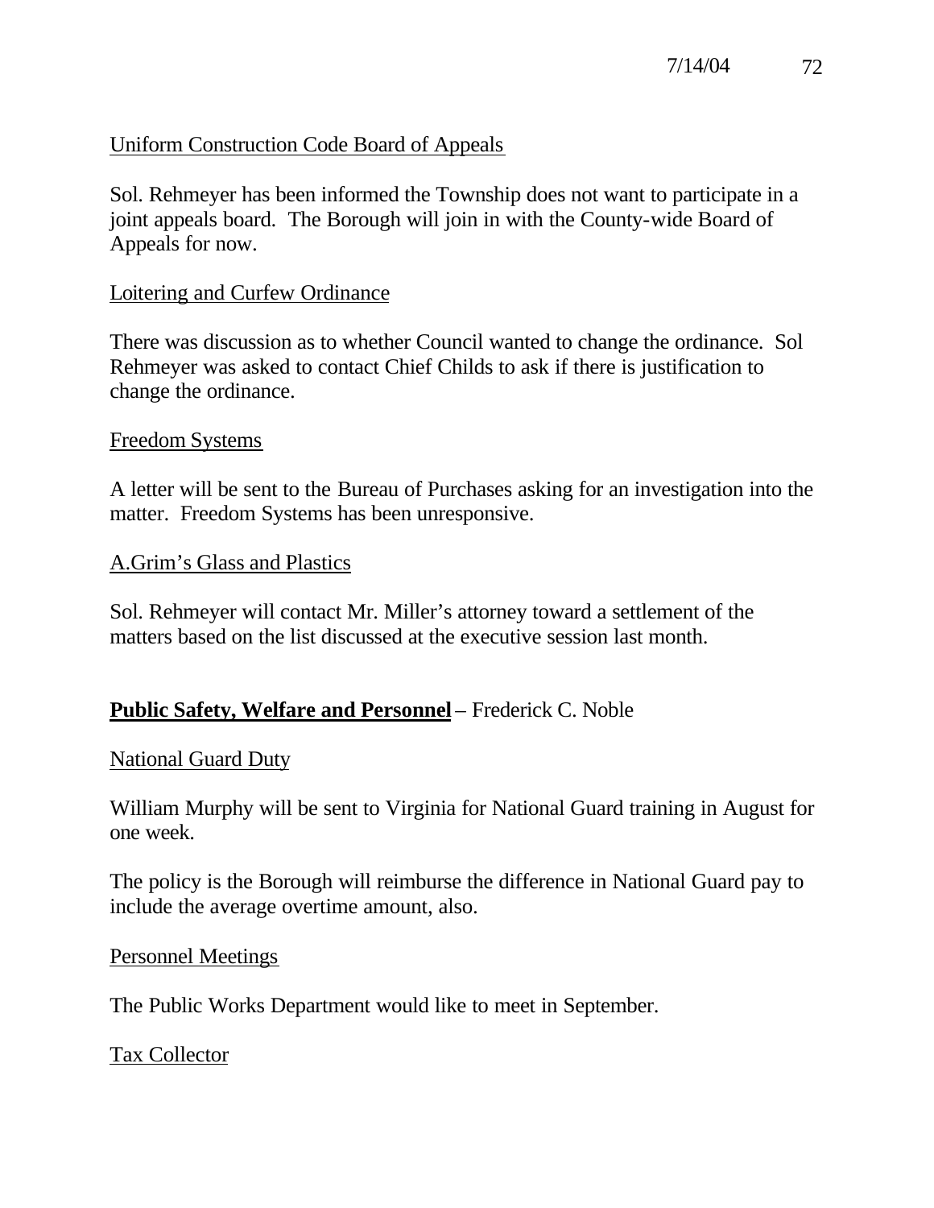Uniform Construction Code Board of Appeals

Sol. Rehmeyer has been informed the Township does not want to participate in a joint appeals board. The Borough will join in with the County-wide Board of Appeals for now.

Loitering and Curfew Ordinance

There was discussion as to whether Council wanted to change the ordinance. Sol Rehmeyer was asked to contact Chief Childs to ask if there is justification to change the ordinance.

Freedom Systems

A letter will be sent to the Bureau of Purchases asking for an investigation into the matter. Freedom Systems has been unresponsive.

A.Grim's Glass and Plastics

Sol. Rehmeyer will contact Mr. Miller's attorney toward a settlement of the matters based on the list discussed at the executive session last month.

**Public Safety, Welfare and Personnel** – Frederick C. Noble

National Guard Duty

William Murphy will be sent to Virginia for National Guard training in August for one week.

The policy is the Borough will reimburse the difference in National Guard pay to include the average overtime amount, also.

Personnel Meetings

The Public Works Department would like to meet in September.

Tax Collector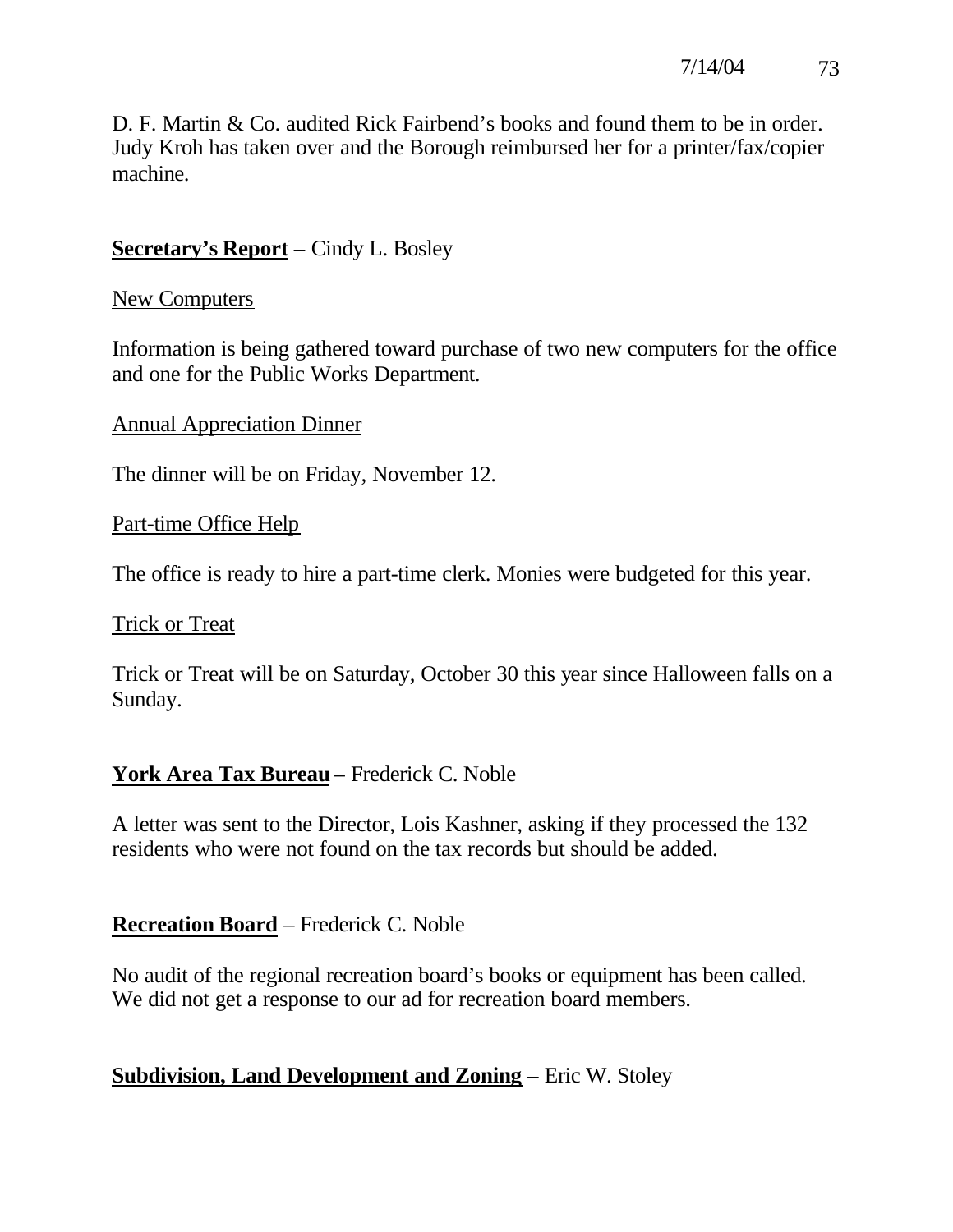D. F. Martin & Co. audited Rick Fairbend's books and found them to be in order. Judy Kroh has taken over and the Borough reimbursed her for a printer/fax/copier machine.

**Secretary's Report** – Cindy L. Bosley

New Computers

Information is being gathered toward purchase of two new computers for the office and one for the Public Works Department.

Annual Appreciation Dinner

The dinner will be on Friday, November 12.

Part-time Office Help

The office is ready to hire a part-time clerk. Monies were budgeted for this year.

Trick or Treat

Trick or Treat will be on Saturday, October 30 this year since Halloween falls on a Sunday.

**York Area Tax Bureau** – Frederick C. Noble

A letter was sent to the Director, Lois Kashner, asking if they processed the 132 residents who were not found on the tax records but should be added.

**Recreation Board** – Frederick C. Noble

No audit of the regional recreation board's books or equipment has been called. We did not get a response to our ad for recreation board members.

**Subdivision, Land Development and Zoning** – Eric W. Stoley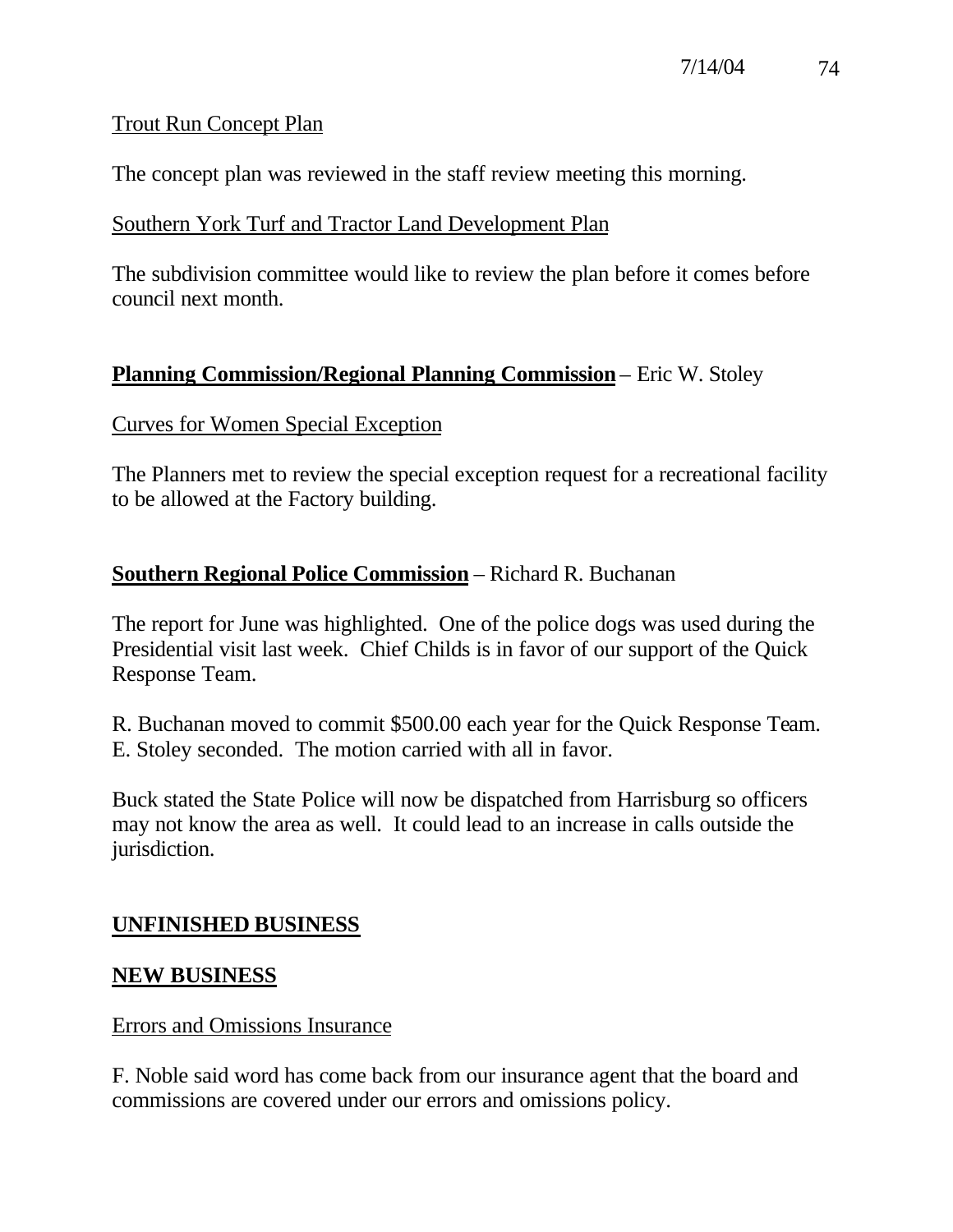Trout Run Concept Plan

The concept plan was reviewed in the staff review meeting this morning.

Southern York Turf and Tractor Land Development Plan

The subdivision committee would like to review the plan before it comes before council next month.

**Planning Commission/Regional Planning Commission** – Eric W. Stoley

Curves for Women Special Exception

The Planners met to review the special exception request for a recreational facility to be allowed at the Factory building.

**Southern Regional Police Commission** – Richard R. Buchanan

The report for June was highlighted. One of the police dogs was used during the Presidential visit last week. Chief Childs is in favor of our support of the Quick Response Team.

R. Buchanan moved to commit $500.00 each year for the Quick Response Team. E. Stoley seconded. The motion carried with all in favor.

Buck stated the State Police will now be dispatched from Harrisburg so officers may not know the area as well. It could lead to an increase in calls outside the jurisdiction.

**UNFINISHED BUSINESS**

**NEW BUSINESS**

Errors and Omissions Insurance

F. Noble said word has come back from our insurance agent that the board and commissions are covered under our errors and omissions policy.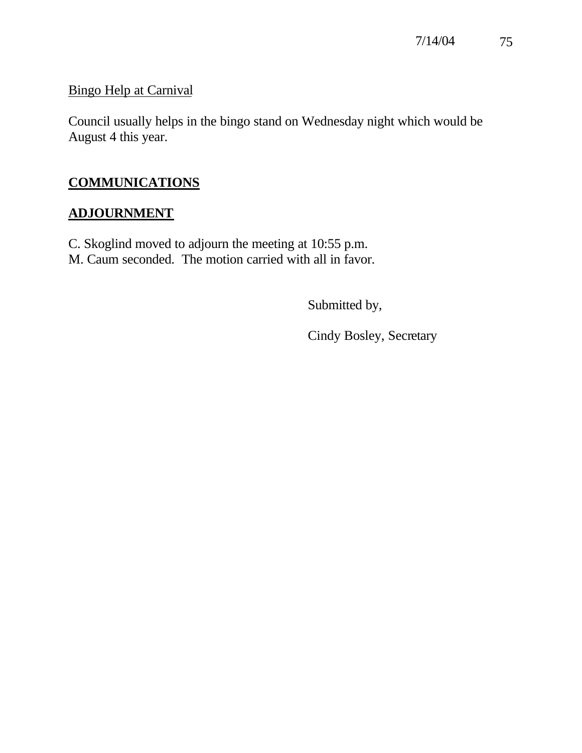Bingo Help at Carnival

Council usually helps in the bingo stand on Wednesday night which would be August 4 this year.

**COMMUNICATIONS**

**ADJOURNMENT**

C. Skoglind moved to adjourn the meeting at 10:55 p.m.
M. Caum seconded. The motion carried with all in favor.

Submitted by,

Cindy Bosley, Secretary